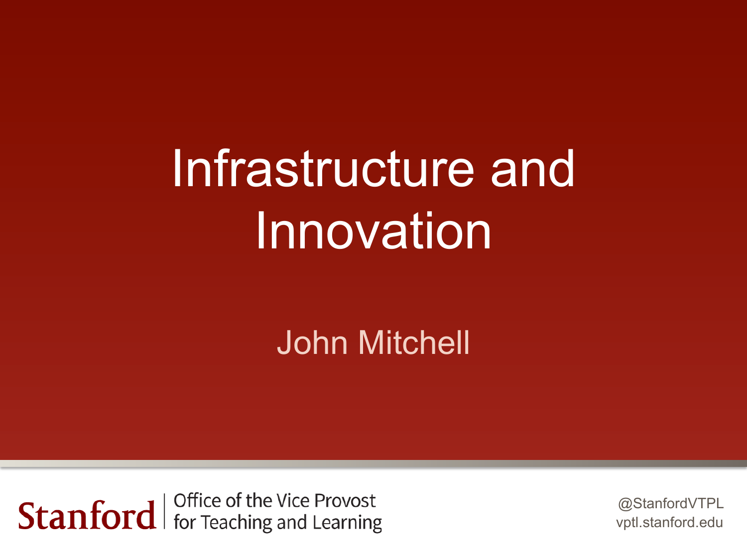# Infrastructure and Innovation

John Mitchell

Stanford | Office of the Vice Provost for Teaching and Learning

@StanfordVTPL
vptl.stanford.edu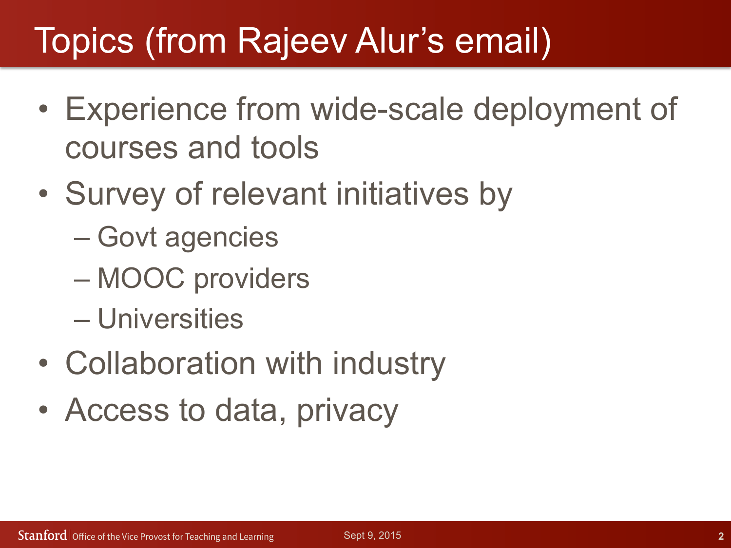# Topics (from Rajeev Alur's email)

- Experience from wide-scale deployment of courses and tools
- Survey of relevant initiatives by
  - Govt agencies
  - MOOC providers
  - Universities
- Collaboration with industry
- Access to data, privacy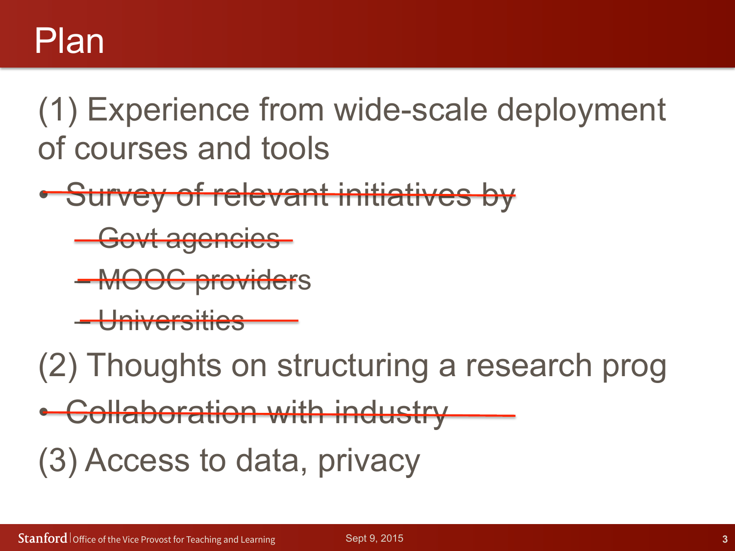# Plan

(1) Experience from wide-scale deployment of courses and tools

- ~~Survey of relevant initiatives by~~
  - ~~Govt agencies~~
  - ~~MOOC providers~~
  - ~~Universities~~

(2) Thoughts on structuring a research prog

- ~~Collaboration with industry~~

(3) Access to data, privacy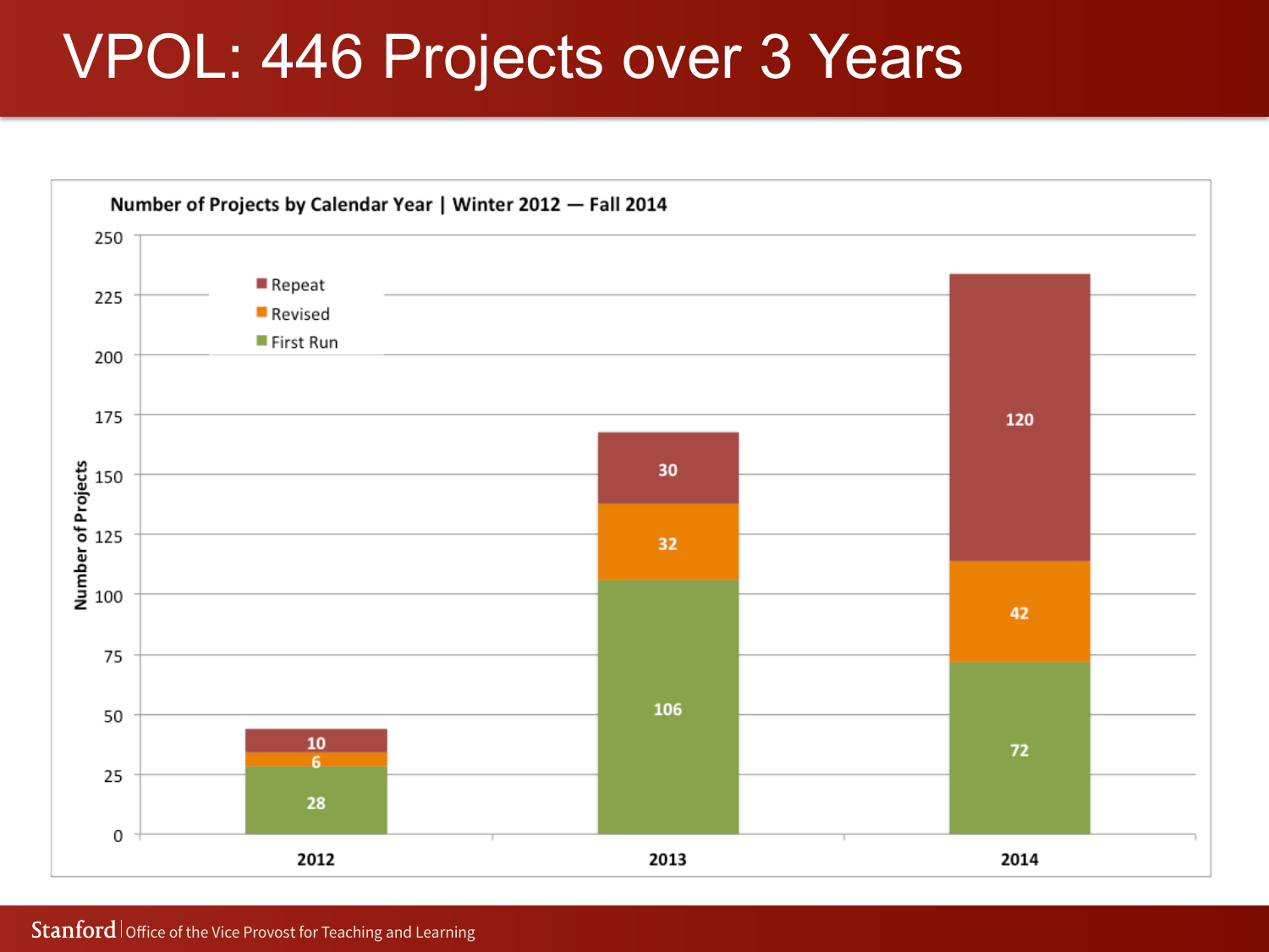# VPOL: 446 Projects over 3 Years

**Number of Projects by Calendar Year | Winter 2012 — Fall 2014**

| Year | First Run | Revised | Repeat |
|---|---|---|---|
| 2012 | 28 | 6 | 10 |
| 2013 | 106 | 32 | 30 |
| 2014 | 72 | 42 | 120 |

Stanford | Office of the Vice Provost for Teaching and Learning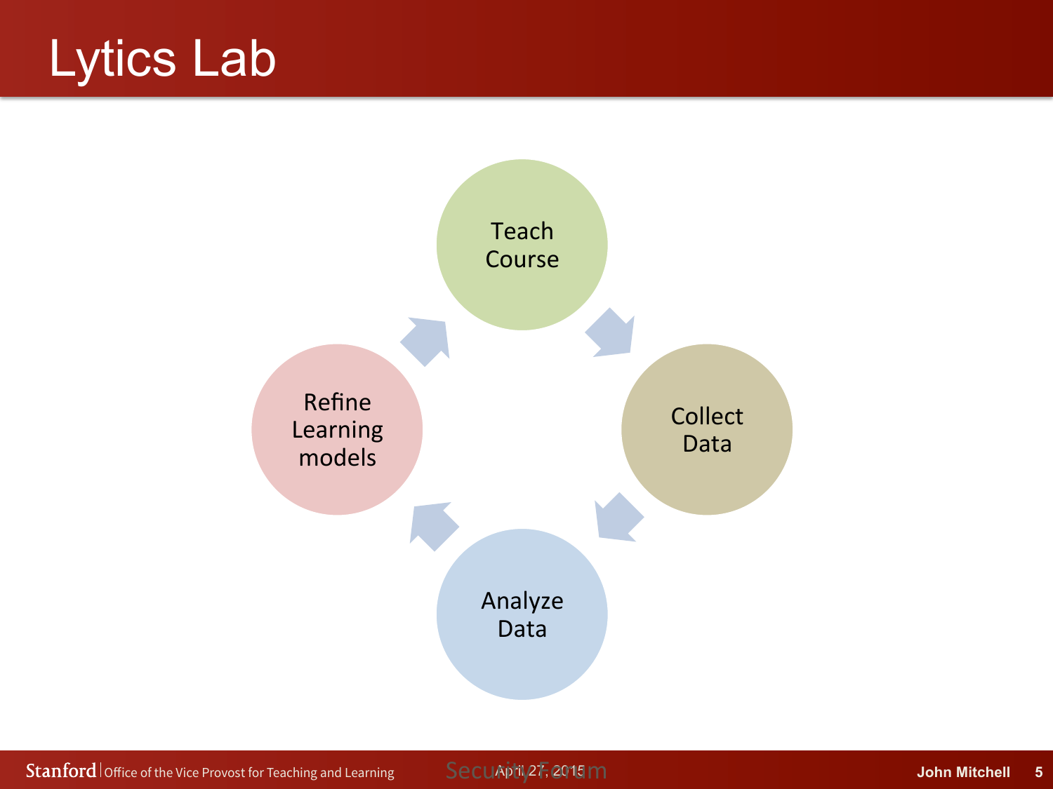# Lytics Lab

- Teach Course
- Collect Data
- Analyze Data
- Refine Learning models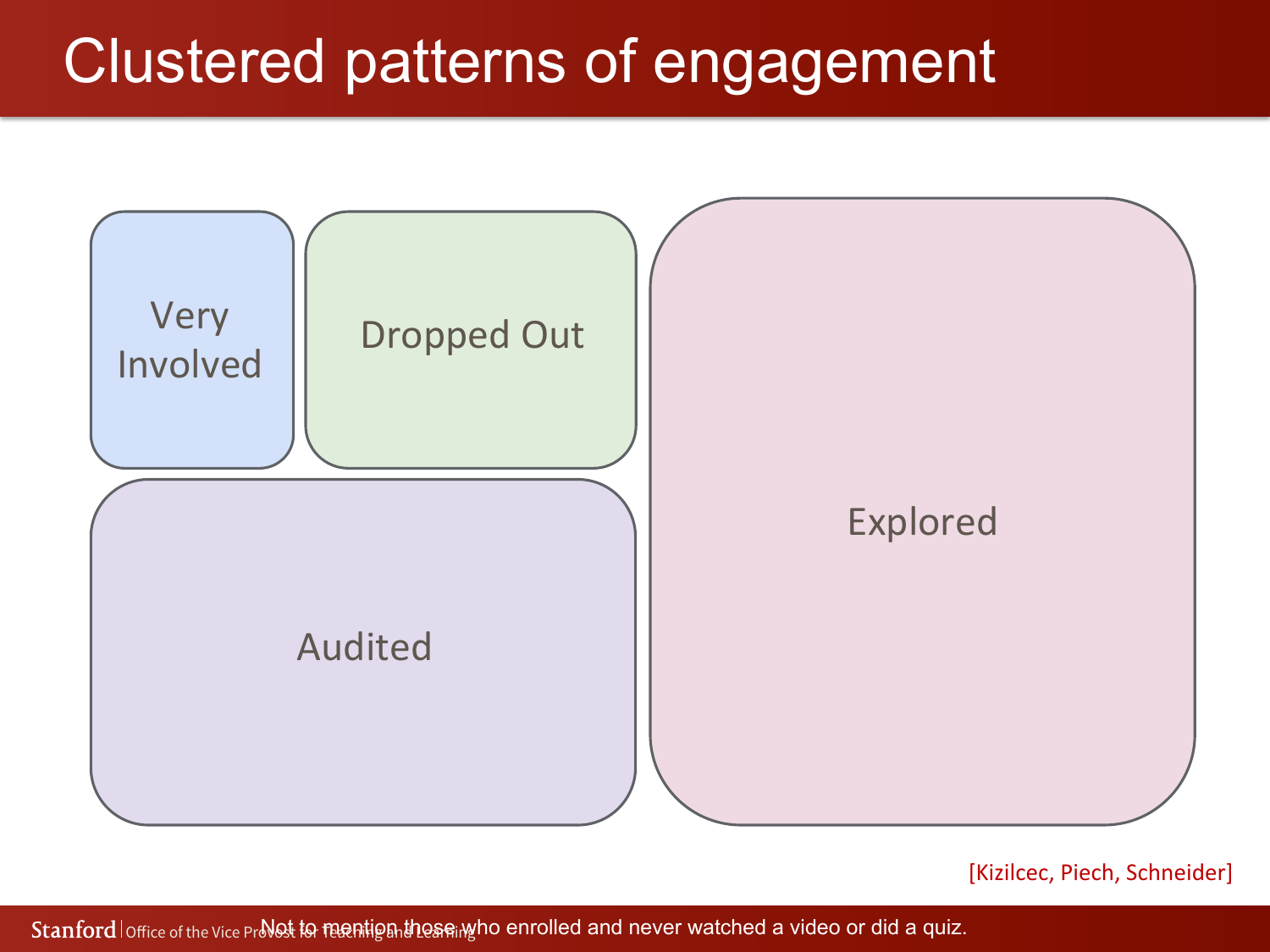# Clustered patterns of engagement

Very Involved

Dropped Out

Explored

Audited

[Kizilcec, Piech, Schneider]

Not to mention those who enrolled and never watched a video or did a quiz.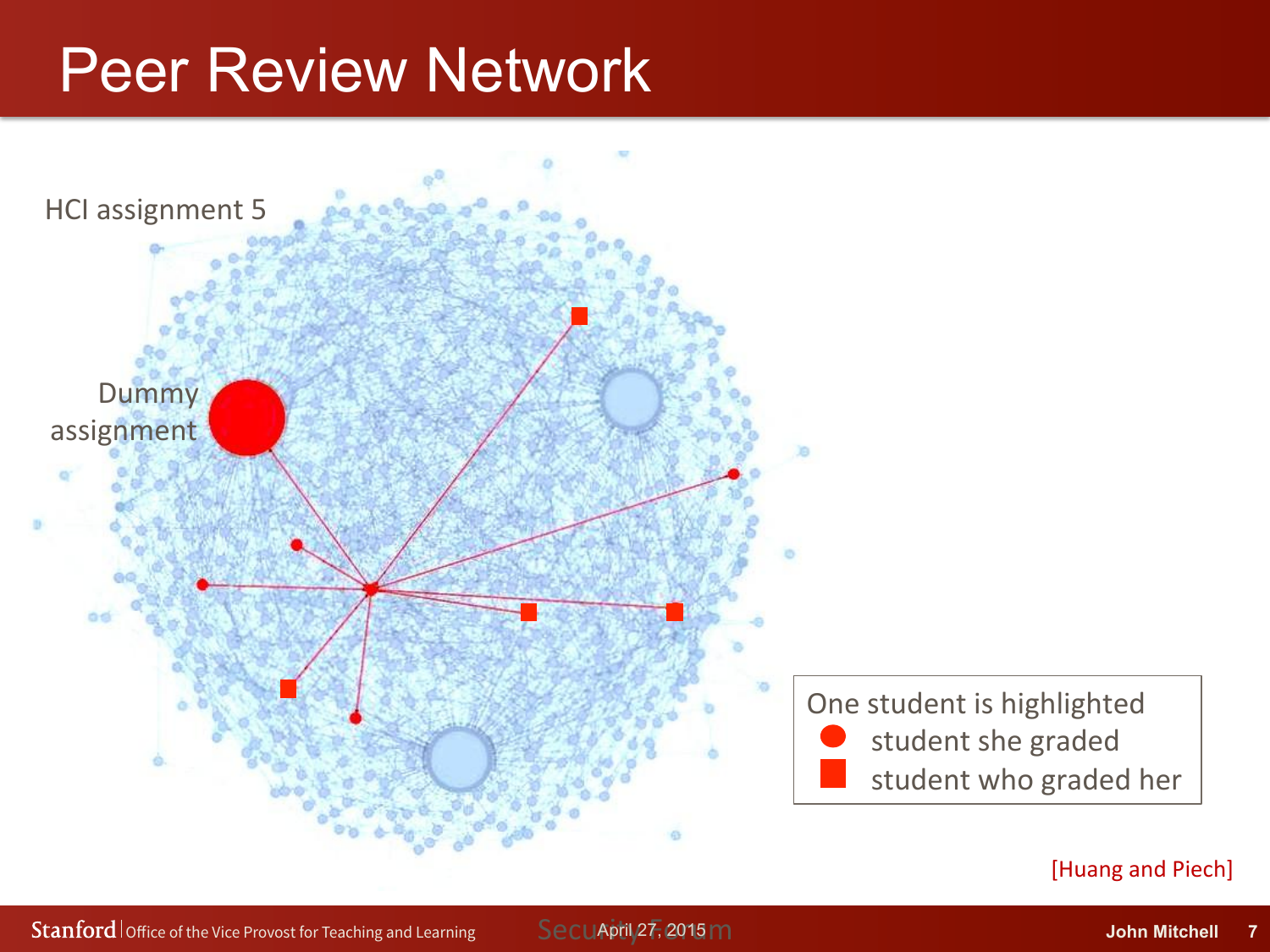# Peer Review Network

HCI assignment 5

Dummy assignment

One student is highlighted
- ● student she graded
- ■ student who graded her

[Huang and Piech]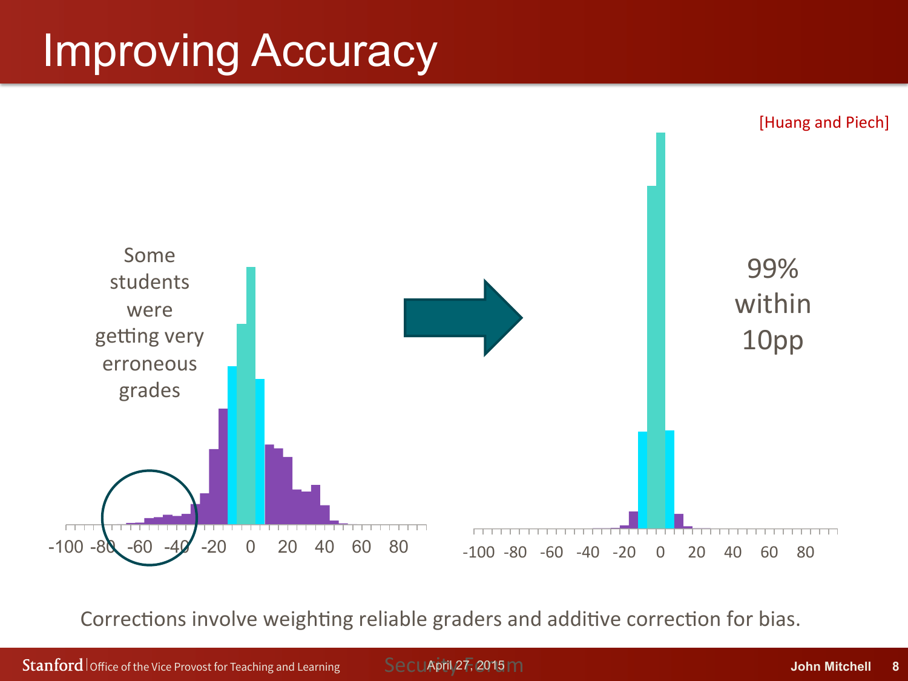# Improving Accuracy

[Huang and Piech]

Some students were getting very erroneous grades

-100 -80 -60 -40 -20 0 20 40 60 80

99% within 10pp

-100 -80 -60 -40 -20 0 20 40 60 80

Corrections involve weighting reliable graders and additive correction for bias.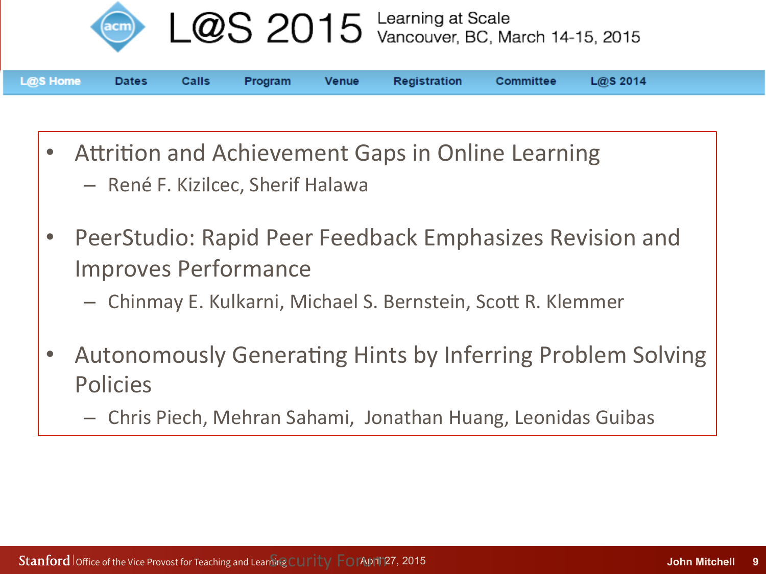# L@S 2015

Learning at Scale
Vancouver, BC, March 14-15, 2015

L@S Home | Dates | Calls | Program | Venue | Registration | Committee | L@S 2014

- Attrition and Achievement Gaps in Online Learning
  - René F. Kizilcec, Sherif Halawa
- PeerStudio: Rapid Peer Feedback Emphasizes Revision and Improves Performance
  - Chinmay E. Kulkarni, Michael S. Bernstein, Scott R. Klemmer
- Autonomously Generating Hints by Inferring Problem Solving Policies
  - Chris Piech, Mehran Sahami, Jonathan Huang, Leonidas Guibas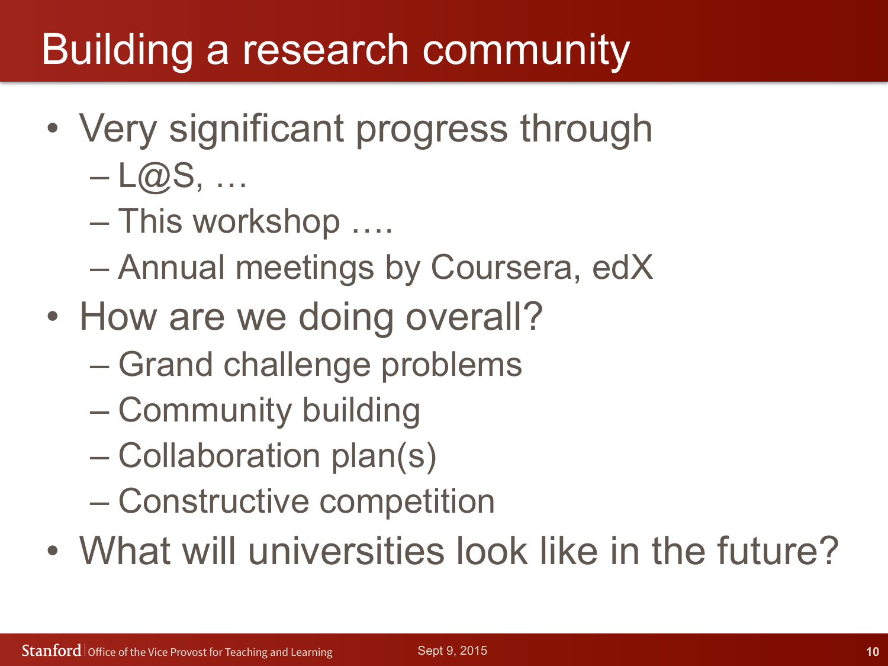# Building a research community

- Very significant progress through
  - L@S, …
  - This workshop ….
  - Annual meetings by Coursera, edX
- How are we doing overall?
  - Grand challenge problems
  - Community building
  - Collaboration plan(s)
  - Constructive competition
- What will universities look like in the future?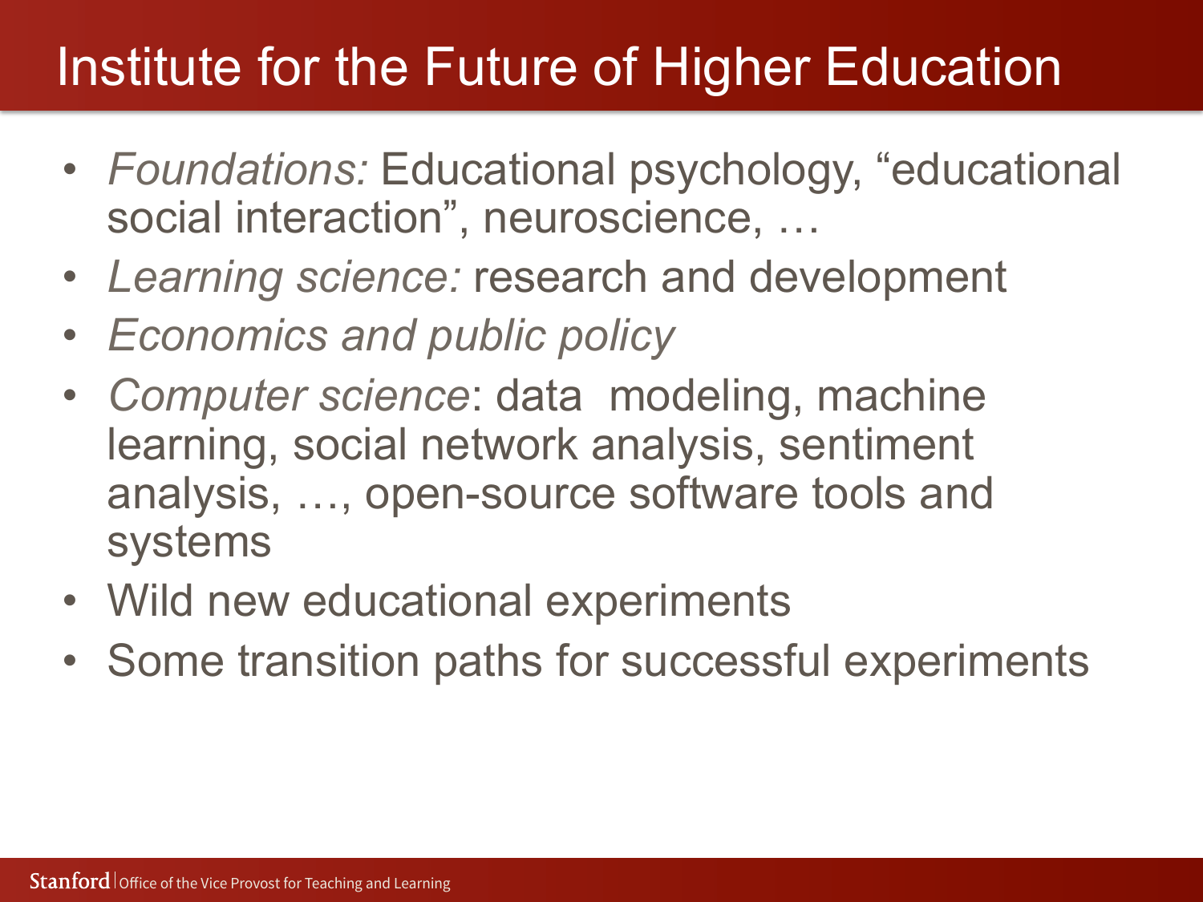# Institute for the Future of Higher Education

- *Foundations:* Educational psychology, "educational social interaction", neuroscience, …
- *Learning science:* research and development
- *Economics and public policy*
- *Computer science*: data modeling, machine learning, social network analysis, sentiment analysis, …, open-source software tools and systems
- Wild new educational experiments
- Some transition paths for successful experiments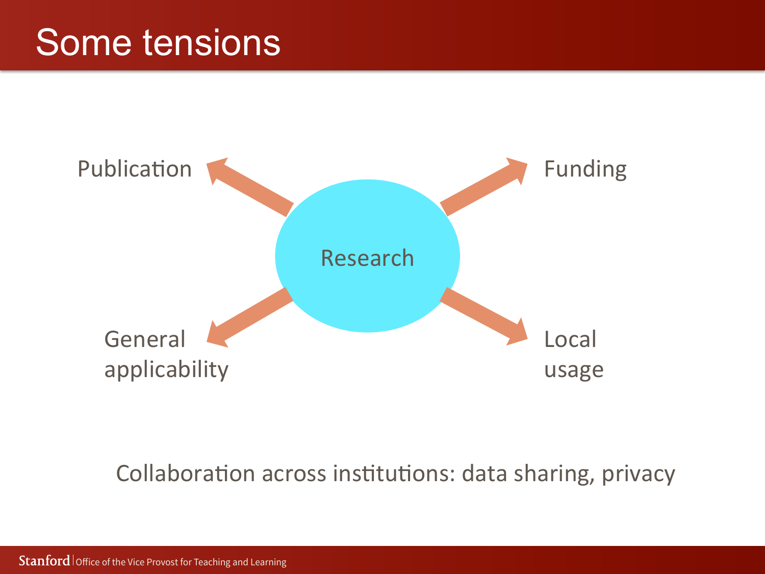# Some tensions

Research

Publication

Funding

General applicability

Local usage

Collaboration across institutions: data sharing, privacy